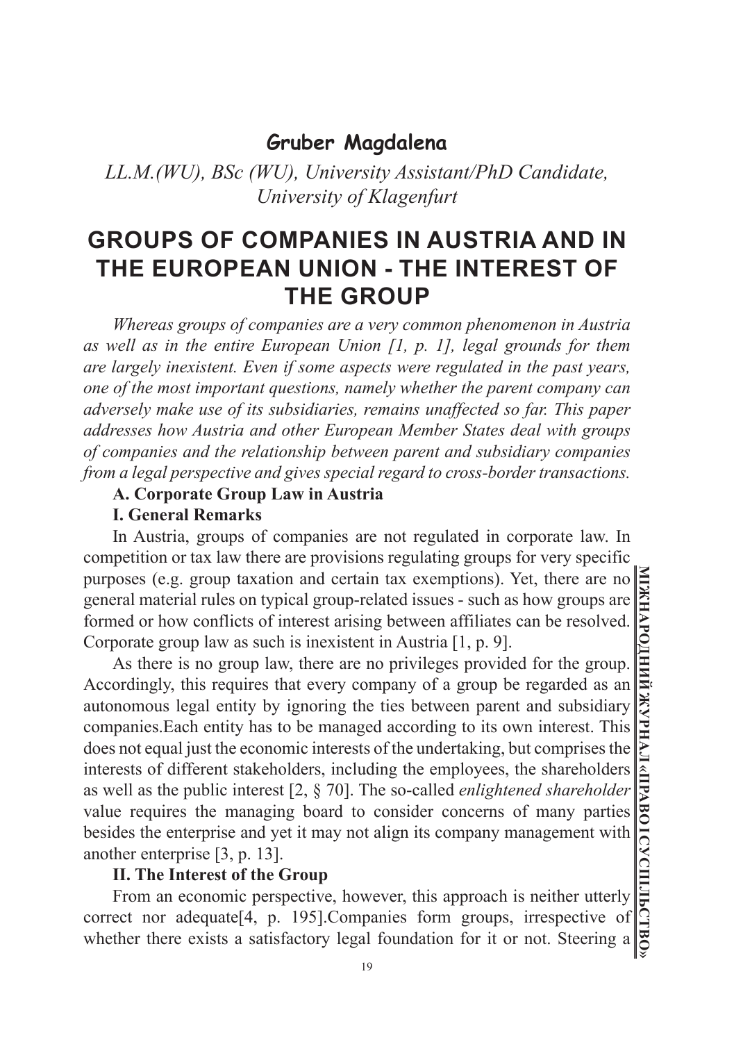**Gruber Magdalena**

*LL.M.(WU), BSc (WU), University Assistant/PhD Candidate, University of Klagenfurt*

# GROUPS OF COMPANIES IN AUSTRIA AND IN THE EUROPEAN UNION - THE INTEREST OF THE GROUP

*Whereas groups of companies are a very common phenomenon in Austria as well as in the entire European Union [1, p. 1], legal grounds for them are largely inexistent. Even if some aspects were regulated in the past years, one of the most important questions, namely whether the parent company can adversely make use of its subsidiaries, remains unaffected so far. This paper addresses how Austria and other European Member States deal with groups of companies and the relationship between parent and subsidiary companies from a legal perspective and gives special regard to cross-border transactions.*

## A. Corporate Group Law in Austria

### I. General Remarks

In Austria, groups of companies are not regulated in corporate law. In competition or tax law there are provisions regulating groups for very specific purposes (e.g. group taxation and certain tax exemptions). Yet, there are no general material rules on typical group-related issues - such as how groups are formed or how conflicts of interest arising between affiliates can be resolved. Corporate group law as such is inexistent in Austria [1, p. 9].

As there is no group law, there are no privileges provided for the group. Accordingly, this requires that every company of a group be regarded as an autonomous legal entity by ignoring the ties between parent and subsidiary companies.Each entity has to be managed according to its own interest. This does not equal just the economic interests of the undertaking, but comprises the interests of different stakeholders, including the employees, the shareholders as well as the public interest [2, § 70]. The so-called *enlightened shareholder* value requires the managing board to consider concerns of many parties besides the enterprise and yet it may not align its company management with another enterprise [3, p. 13].

### II. The Interest of the Group

From an economic perspective, however, this approach is neither utterly correct nor adequate[4, p. 195].Companies form groups, irrespective of whether there exists a satisfactory legal foundation for it or not. Steering a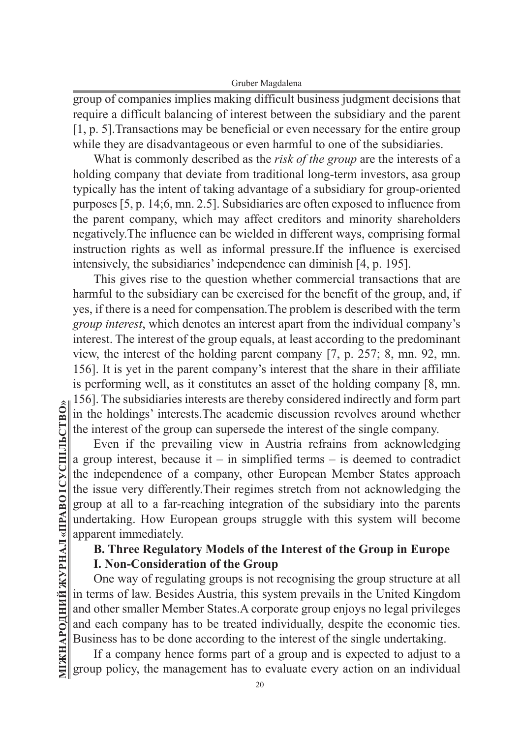group of companies implies making difficult business judgment decisions that require a difficult balancing of interest between the subsidiary and the parent [1, p. 5].Transactions may be beneficial or even necessary for the entire group while they are disadvantageous or even harmful to one of the subsidiaries.

What is commonly described as the *risk of the group* are the interests of a holding company that deviate from traditional long-term investors, asa group typically has the intent of taking advantage of a subsidiary for group-oriented purposes [5, p. 14;6, mn. 2.5]. Subsidiaries are often exposed to influence from the parent company, which may affect creditors and minority shareholders negatively.The influence can be wielded in different ways, comprising formal instruction rights as well as informal pressure.If the influence is exercised intensively, the subsidiaries' independence can diminish [4, p. 195].

This gives rise to the question whether commercial transactions that are harmful to the subsidiary can be exercised for the benefit of the group, and, if yes, if there is a need for compensation.The problem is described with the term *group interest*, which denotes an interest apart from the individual company's interest. The interest of the group equals, at least according to the predominant view, the interest of the holding parent company [7, p. 257; 8, mn. 92, mn. 156]. It is yet in the parent company's interest that the share in their affiliate is performing well, as it constitutes an asset of the holding company [8, mn. 156]. The subsidiaries interests are thereby considered indirectly and form part in the holdings' interests.The academic discussion revolves around whether the interest of the group can supersede the interest of the single company.

Even if the prevailing view in Austria refrains from acknowledging a group interest, because it – in simplified terms – is deemed to contradict the independence of a company, other European Member States approach the issue very differently.Their regimes stretch from not acknowledging the group at all to a far-reaching integration of the subsidiary into the parents undertaking. How European groups struggle with this system will become apparent immediately.

## B. Three Regulatory Models of the Interest of the Group in Europe

### I. Non-Consideration of the Group

One way of regulating groups is not recognising the group structure at all in terms of law. Besides Austria, this system prevails in the United Kingdom and other smaller Member States.A corporate group enjoys no legal privileges and each company has to be treated individually, despite the economic ties. Business has to be done according to the interest of the single undertaking.

If a company hence forms part of a group and is expected to adjust to a group policy, the management has to evaluate every action on an individual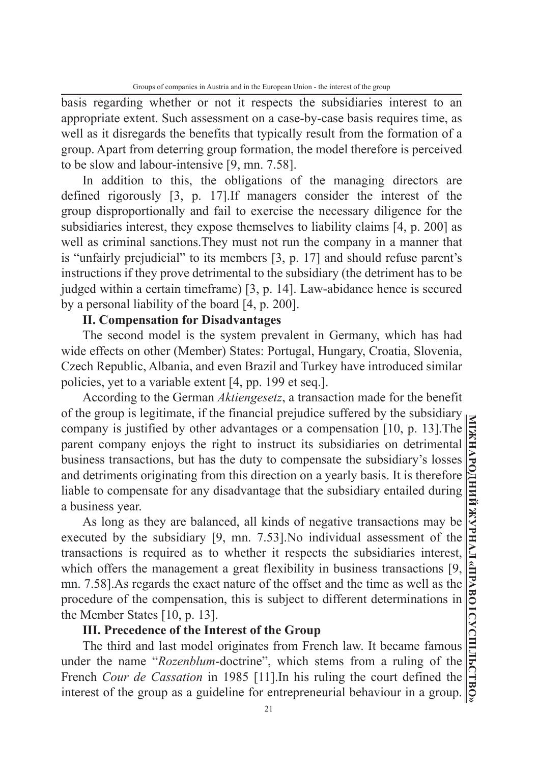basis regarding whether or not it respects the subsidiaries interest to an appropriate extent. Such assessment on a case-by-case basis requires time, as well as it disregards the benefits that typically result from the formation of a group. Apart from deterring group formation, the model therefore is perceived to be slow and labour-intensive [9, mn. 7.58].

In addition to this, the obligations of the managing directors are defined rigorously [3, p. 17].If managers consider the interest of the group disproportionally and fail to exercise the necessary diligence for the subsidiaries interest, they expose themselves to liability claims [4, p. 200] as well as criminal sanctions.They must not run the company in a manner that is "unfairly prejudicial" to its members [3, p. 17] and should refuse parent's instructions if they prove detrimental to the subsidiary (the detriment has to be judged within a certain timeframe) [3, p. 14]. Law-abidance hence is secured by a personal liability of the board [4, p. 200].

**II. Compensation for Disadvantages**

The second model is the system prevalent in Germany, which has had wide effects on other (Member) States: Portugal, Hungary, Croatia, Slovenia, Czech Republic, Albania, and even Brazil and Turkey have introduced similar policies, yet to a variable extent [4, pp. 199 et seq.].

According to the German *Aktiengesetz*, a transaction made for the benefit of the group is legitimate, if the financial prejudice suffered by the subsidiary company is justified by other advantages or a compensation [10, p. 13].The parent company enjoys the right to instruct its subsidiaries on detrimental business transactions, but has the duty to compensate the subsidiary's losses and detriments originating from this direction on a yearly basis. It is therefore liable to compensate for any disadvantage that the subsidiary entailed during a business year.

As long as they are balanced, all kinds of negative transactions may be executed by the subsidiary [9, mn. 7.53].No individual assessment of the transactions is required as to whether it respects the subsidiaries interest, which offers the management a great flexibility in business transactions [9, mn. 7.58].As regards the exact nature of the offset and the time as well as the procedure of the compensation, this is subject to different determinations in the Member States [10, p. 13].

**III. Precedence of the Interest of the Group**

The third and last model originates from French law. It became famous under the name "*Rozenblum*-doctrine", which stems from a ruling of the French *Cour de Cassation* in 1985 [11].In his ruling the court defined the interest of the group as a guideline for entrepreneurial behaviour in a group.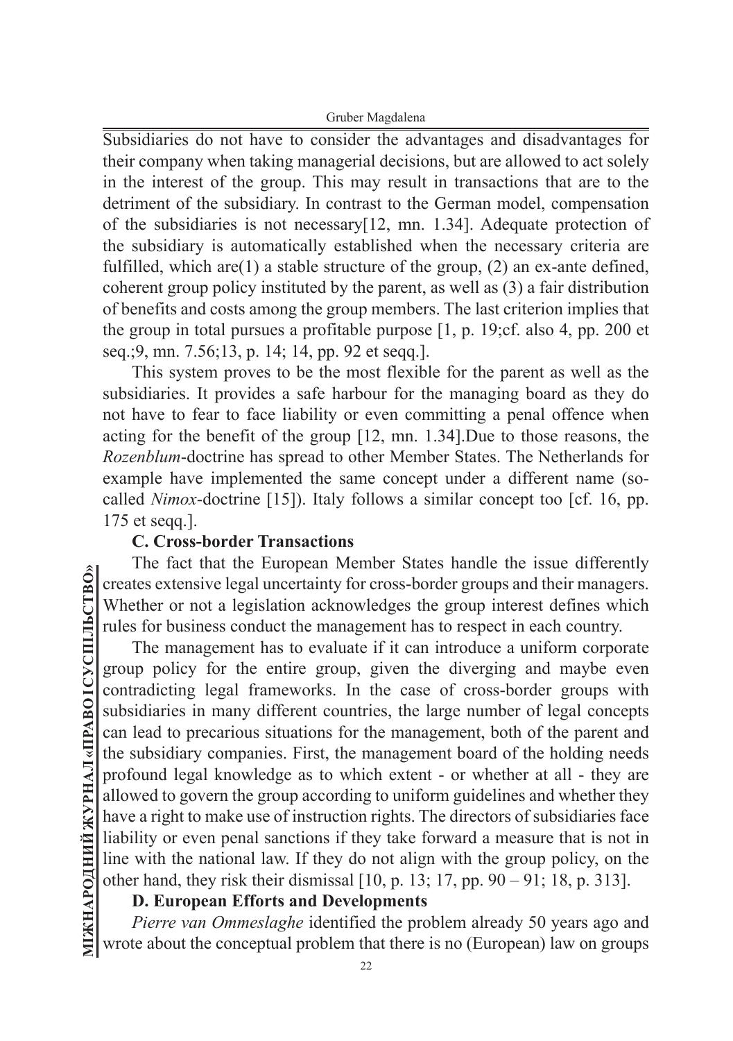Subsidiaries do not have to consider the advantages and disadvantages for their company when taking managerial decisions, but are allowed to act solely in the interest of the group. This may result in transactions that are to the detriment of the subsidiary. In contrast to the German model, compensation of the subsidiaries is not necessary[12, mn. 1.34]. Adequate protection of the subsidiary is automatically established when the necessary criteria are fulfilled, which are(1) a stable structure of the group, (2) an ex-ante defined, coherent group policy instituted by the parent, as well as (3) a fair distribution of benefits and costs among the group members. The last criterion implies that the group in total pursues a profitable purpose [1, p. 19;cf. also 4, pp. 200 et seq.;9, mn. 7.56;13, p. 14; 14, pp. 92 et seqq.].

This system proves to be the most flexible for the parent as well as the subsidiaries. It provides a safe harbour for the managing board as they do not have to fear to face liability or even committing a penal offence when acting for the benefit of the group [12, mn. 1.34].Due to those reasons, the *Rozenblum*-doctrine has spread to other Member States. The Netherlands for example have implemented the same concept under a different name (so-called *Nimox*-doctrine [15]). Italy follows a similar concept too [cf. 16, pp. 175 et seqq.].

**C. Cross-border Transactions**

The fact that the European Member States handle the issue differently creates extensive legal uncertainty for cross-border groups and their managers. Whether or not a legislation acknowledges the group interest defines which rules for business conduct the management has to respect in each country.

The management has to evaluate if it can introduce a uniform corporate group policy for the entire group, given the diverging and maybe even contradicting legal frameworks. In the case of cross-border groups with subsidiaries in many different countries, the large number of legal concepts can lead to precarious situations for the management, both of the parent and the subsidiary companies. First, the management board of the holding needs profound legal knowledge as to which extent - or whether at all - they are allowed to govern the group according to uniform guidelines and whether they have a right to make use of instruction rights. The directors of subsidiaries face liability or even penal sanctions if they take forward a measure that is not in line with the national law. If they do not align with the group policy, on the other hand, they risk their dismissal [10, p. 13; 17, pp. 90 – 91; 18, p. 313].

**D. European Efforts and Developments**

*Pierre van Ommeslaghe* identified the problem already 50 years ago and wrote about the conceptual problem that there is no (European) law on groups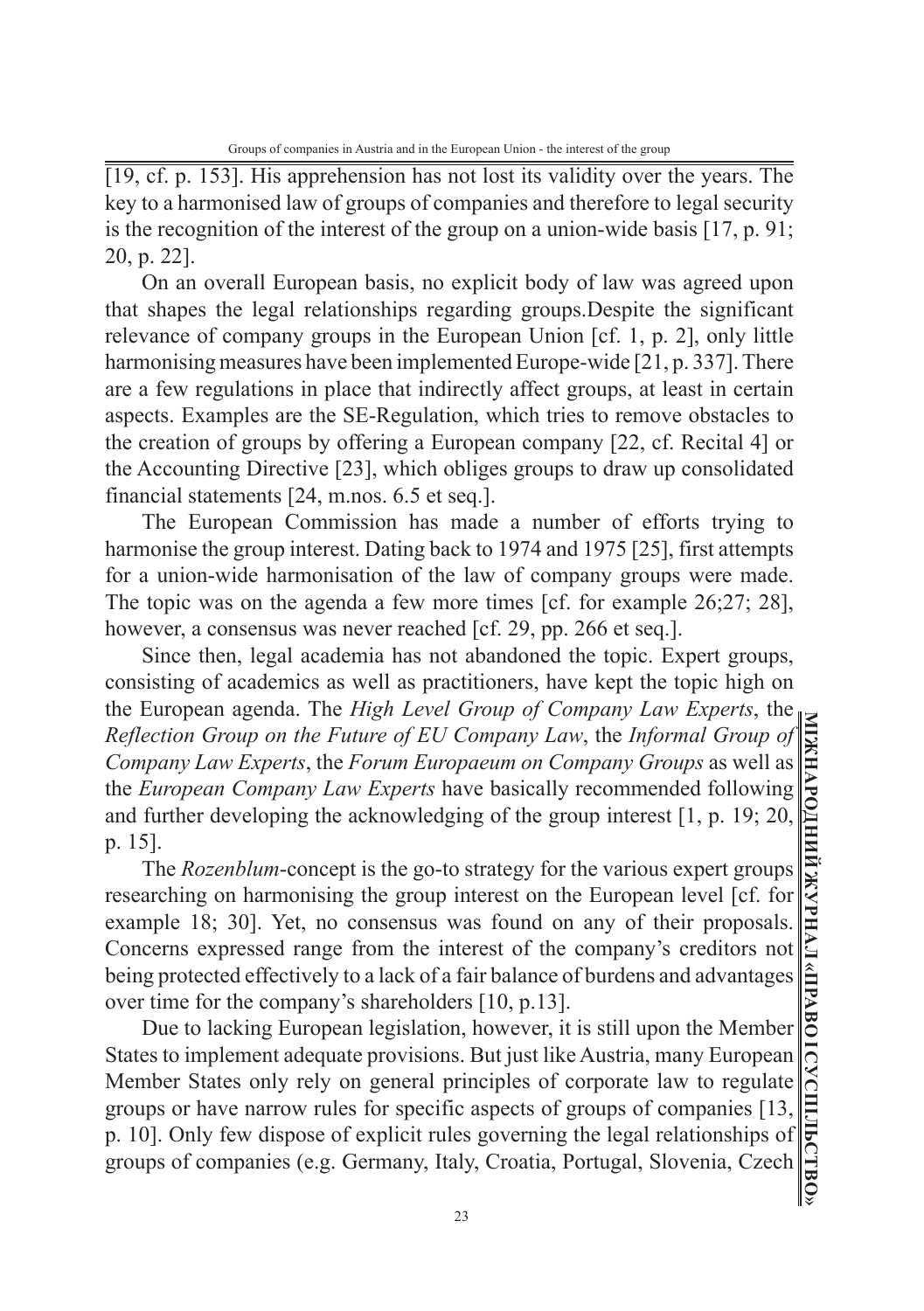[19, cf. p. 153]. His apprehension has not lost its validity over the years. The key to a harmonised law of groups of companies and therefore to legal security is the recognition of the interest of the group on a union-wide basis [17, p. 91; 20, p. 22].

On an overall European basis, no explicit body of law was agreed upon that shapes the legal relationships regarding groups.Despite the significant relevance of company groups in the European Union [cf. 1, p. 2], only little harmonising measures have been implemented Europe-wide [21, p. 337]. There are a few regulations in place that indirectly affect groups, at least in certain aspects. Examples are the SE-Regulation, which tries to remove obstacles to the creation of groups by offering a European company [22, cf. Recital 4] or the Accounting Directive [23], which obliges groups to draw up consolidated financial statements [24, m.nos. 6.5 et seq.].

The European Commission has made a number of efforts trying to harmonise the group interest. Dating back to 1974 and 1975 [25], first attempts for a union-wide harmonisation of the law of company groups were made. The topic was on the agenda a few more times [cf. for example 26;27; 28], however, a consensus was never reached [cf. 29, pp. 266 et seq.].

Since then, legal academia has not abandoned the topic. Expert groups, consisting of academics as well as practitioners, have kept the topic high on the European agenda. The *High Level Group of Company Law Experts*, the *Reflection Group on the Future of EU Company Law*, the *Informal Group of Company Law Experts*, the *Forum Europaeum on Company Groups* as well as the *European Company Law Experts* have basically recommended following and further developing the acknowledging of the group interest [1, p. 19; 20, p. 15].

The *Rozenblum*-concept is the go-to strategy for the various expert groups researching on harmonising the group interest on the European level [cf. for example 18; 30]. Yet, no consensus was found on any of their proposals. Concerns expressed range from the interest of the company's creditors not being protected effectively to a lack of a fair balance of burdens and advantages over time for the company's shareholders [10, p.13].

Due to lacking European legislation, however, it is still upon the Member States to implement adequate provisions. But just like Austria, many European Member States only rely on general principles of corporate law to regulate groups or have narrow rules for specific aspects of groups of companies [13, p. 10]. Only few dispose of explicit rules governing the legal relationships of groups of companies (e.g. Germany, Italy, Croatia, Portugal, Slovenia, Czech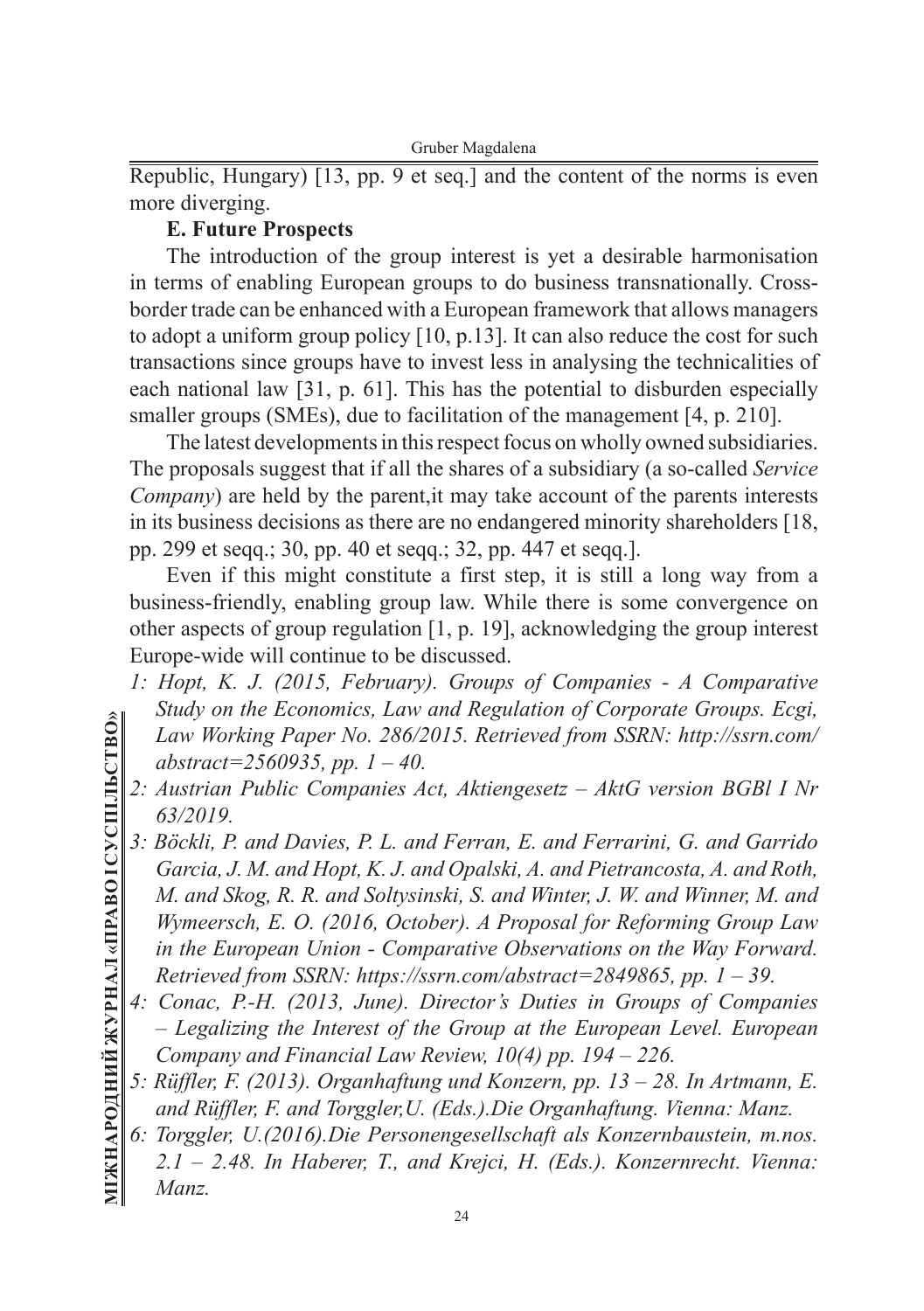Republic, Hungary) [13, pp. 9 et seq.] and the content of the norms is even more diverging.

**E. Future Prospects**

The introduction of the group interest is yet a desirable harmonisation in terms of enabling European groups to do business transnationally. Cross-border trade can be enhanced with a European framework that allows managers to adopt a uniform group policy [10, p.13]. It can also reduce the cost for such transactions since groups have to invest less in analysing the technicalities of each national law [31, p. 61]. This has the potential to disburden especially smaller groups (SMEs), due to facilitation of the management [4, p. 210].

The latest developments in this respect focus on wholly owned subsidiaries. The proposals suggest that if all the shares of a subsidiary (a so-called *Service Company*) are held by the parent,it may take account of the parents interests in its business decisions as there are no endangered minority shareholders [18, pp. 299 et seqq.; 30, pp. 40 et seqq.; 32, pp. 447 et seqq.].

Even if this might constitute a first step, it is still a long way from a business-friendly, enabling group law. While there is some convergence on other aspects of group regulation [1, p. 19], acknowledging the group interest Europe-wide will continue to be discussed.

*1: Hopt, K. J. (2015, February). Groups of Companies - A Comparative Study on the Economics, Law and Regulation of Corporate Groups. Ecgi, Law Working Paper No. 286/2015. Retrieved from SSRN: http://ssrn.com/abstract=2560935, pp. 1 – 40.*

*2: Austrian Public Companies Act, Aktiengesetz – AktG version BGBl I Nr 63/2019.*

*3: Böckli, P. and Davies, P. L. and Ferran, E. and Ferrarini, G. and Garrido Garcia, J. M. and Hopt, K. J. and Opalski, A. and Pietrancosta, A. and Roth, M. and Skog, R. R. and Soltysinski, S. and Winter, J. W. and Winner, M. and Wymeersch, E. O. (2016, October). A Proposal for Reforming Group Law in the European Union - Comparative Observations on the Way Forward. Retrieved from SSRN: https://ssrn.com/abstract=2849865, pp. 1 – 39.*

*4: Conac, P.-H. (2013, June). Director's Duties in Groups of Companies – Legalizing the Interest of the Group at the European Level. European Company and Financial Law Review, 10(4) pp. 194 – 226.*

*5: Rüffler, F. (2013). Organhaftung und Konzern, pp. 13 – 28. In Artmann, E. and Rüffler, F. and Torggler,U. (Eds.).Die Organhaftung. Vienna: Manz.*

*6: Torggler, U.(2016).Die Personengesellschaft als Konzernbaustein, m.nos. 2.1 – 2.48. In Haberer, T., and Krejci, H. (Eds.). Konzernrecht. Vienna: Manz.*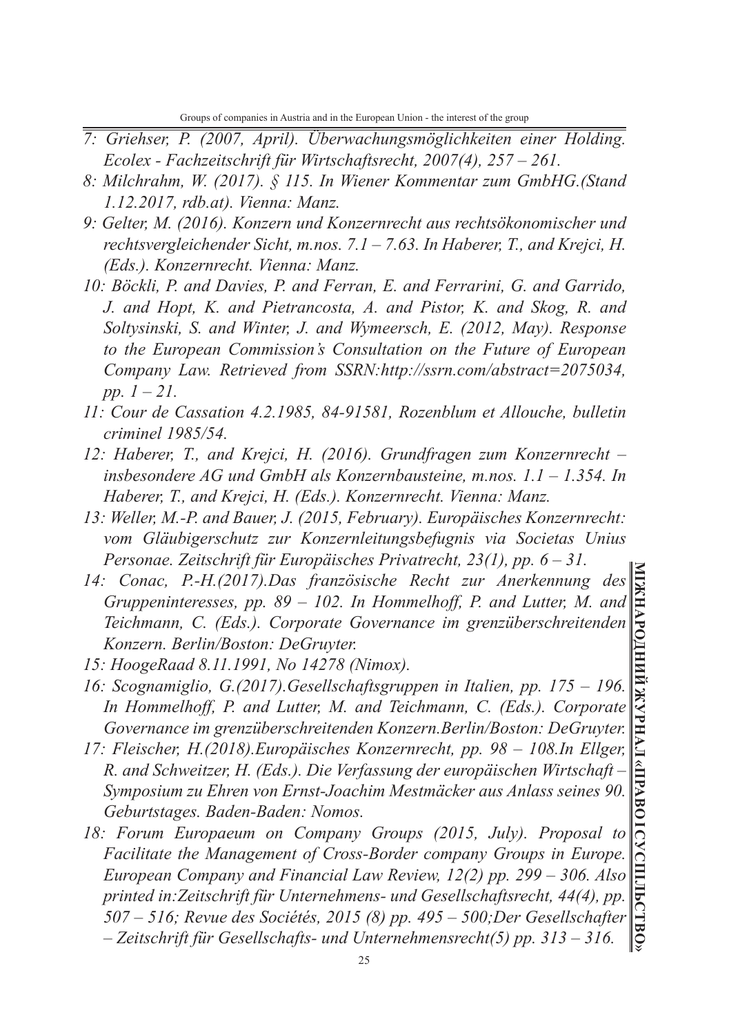*7: Griehser, P. (2007, April). Überwachungsmöglichkeiten einer Holding. Ecolex - Fachzeitschrift für Wirtschaftsrecht, 2007(4), 257 – 261.*

*8: Milchrahm, W. (2017). § 115. In Wiener Kommentar zum GmbHG.(Stand 1.12.2017, rdb.at). Vienna: Manz.*

*9: Gelter, M. (2016). Konzern und Konzernrecht aus rechtsökonomischer und rechtsvergleichender Sicht, m.nos. 7.1 – 7.63. In Haberer, T., and Krejci, H. (Eds.). Konzernrecht. Vienna: Manz.*

*10: Böckli, P. and Davies, P. and Ferran, E. and Ferrarini, G. and Garrido, J. and Hopt, K. and Pietrancosta, A. and Pistor, K. and Skog, R. and Soltysinski, S. and Winter, J. and Wymeersch, E. (2012, May). Response to the European Commission's Consultation on the Future of European Company Law. Retrieved from SSRN:http://ssrn.com/abstract=2075034, pp. 1 – 21.*

*11: Cour de Cassation 4.2.1985, 84-91581, Rozenblum et Allouche, bulletin criminel 1985/54.*

*12: Haberer, T., and Krejci, H. (2016). Grundfragen zum Konzernrecht – insbesondere AG und GmbH als Konzernbausteine, m.nos. 1.1 – 1.354. In Haberer, T., and Krejci, H. (Eds.). Konzernrecht. Vienna: Manz.*

*13: Weller, M.-P. and Bauer, J. (2015, February). Europäisches Konzernrecht: vom Gläubigerschutz zur Konzernleitungsbefugnis via Societas Unius Personae. Zeitschrift für Europäisches Privatrecht, 23(1), pp. 6 – 31.*

*14: Conac, P.-H.(2017).Das französische Recht zur Anerkennung des Gruppeninteresses, pp. 89 – 102. In Hommelhoff, P. and Lutter, M. and Teichmann, C. (Eds.). Corporate Governance im grenzüberschreitenden Konzern. Berlin/Boston: DeGruyter.*

*15: HoogeRaad 8.11.1991, No 14278 (Nimox).*

*16: Scognamiglio, G.(2017).Gesellschaftsgruppen in Italien, pp. 175 – 196. In Hommelhoff, P. and Lutter, M. and Teichmann, C. (Eds.). Corporate Governance im grenzüberschreitenden Konzern.Berlin/Boston: DeGruyter.*

*17: Fleischer, H.(2018).Europäisches Konzernrecht, pp. 98 – 108.In Ellger, R. and Schweitzer, H. (Eds.). Die Verfassung der europäischen Wirtschaft – Symposium zu Ehren von Ernst-Joachim Mestmäcker aus Anlass seines 90. Geburtstages. Baden-Baden: Nomos.*

*18: Forum Europaeum on Company Groups (2015, July). Proposal to Facilitate the Management of Cross-Border company Groups in Europe. European Company and Financial Law Review, 12(2) pp. 299 – 306. Also printed in:Zeitschrift für Unternehmens- und Gesellschaftsrecht, 44(4), pp. 507 – 516; Revue des Sociétés, 2015 (8) pp. 495 – 500;Der Gesellschafter – Zeitschrift für Gesellschafts- und Unternehmensrecht(5) pp. 313 – 316.*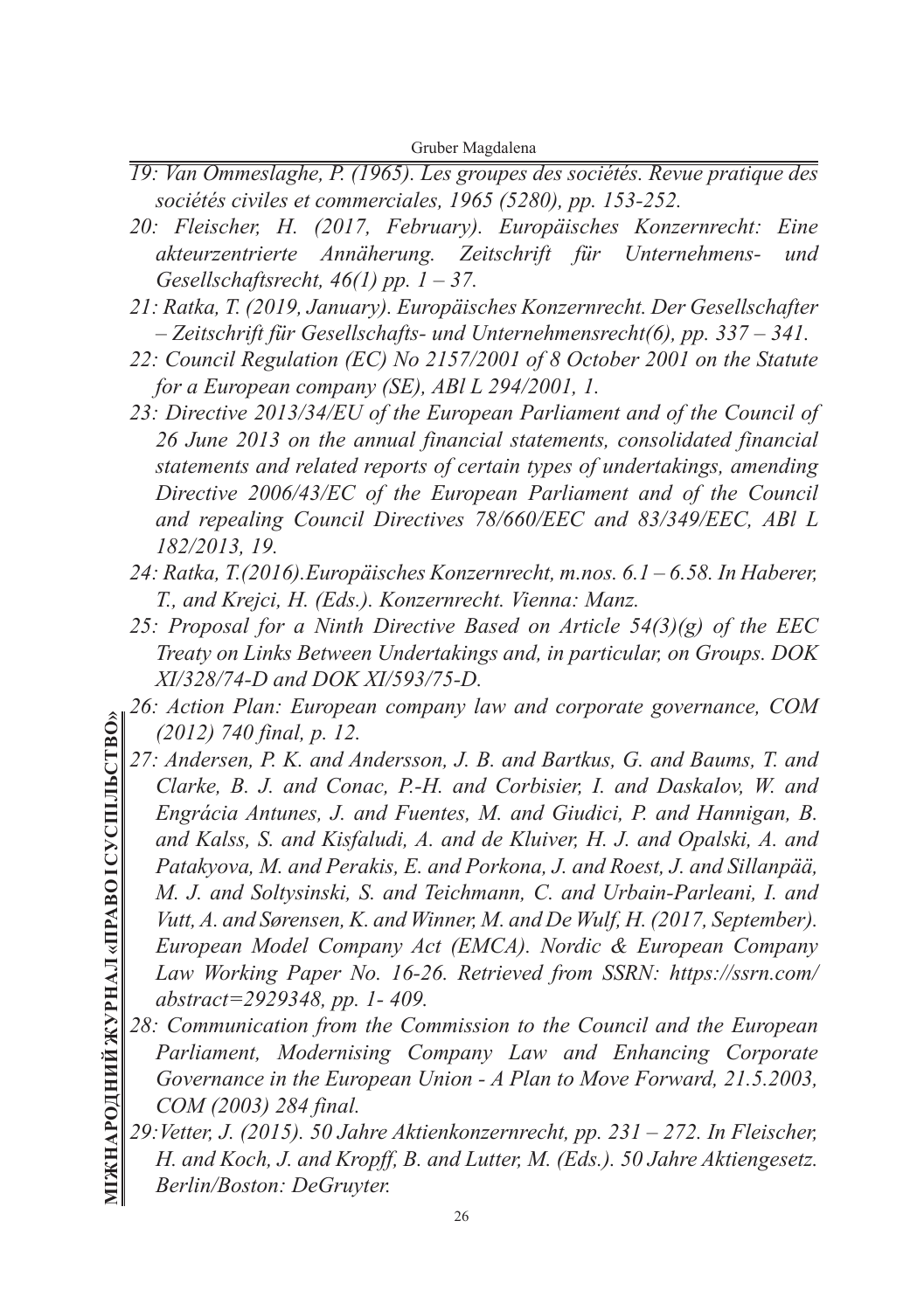*19: Van Ommeslaghe, P. (1965). Les groupes des sociétés. Revue pratique des sociétés civiles et commerciales, 1965 (5280), pp. 153-252.*

*20: Fleischer, H. (2017, February). Europäisches Konzernrecht: Eine akteurzentrierte Annäherung. Zeitschrift für Unternehmens- und Gesellschaftsrecht, 46(1) pp. 1 – 37.*

*21: Ratka, T. (2019, January). Europäisches Konzernrecht. Der Gesellschafter – Zeitschrift für Gesellschafts- und Unternehmensrecht(6), pp. 337 – 341.*

*22: Council Regulation (EC) No 2157/2001 of 8 October 2001 on the Statute for a European company (SE), ABl L 294/2001, 1.*

*23: Directive 2013/34/EU of the European Parliament and of the Council of 26 June 2013 on the annual financial statements, consolidated financial statements and related reports of certain types of undertakings, amending Directive 2006/43/EC of the European Parliament and of the Council and repealing Council Directives 78/660/EEC and 83/349/EEC, ABl L 182/2013, 19.*

*24: Ratka, T.(2016).Europäisches Konzernrecht, m.nos. 6.1 – 6.58. In Haberer, T., and Krejci, H. (Eds.). Konzernrecht. Vienna: Manz.*

*25: Proposal for a Ninth Directive Based on Article 54(3)(g) of the EEC Treaty on Links Between Undertakings and, in particular, on Groups. DOK XI/328/74-D and DOK XI/593/75-D.*

*26: Action Plan: European company law and corporate governance, COM (2012) 740 final, p. 12.*

*27: Andersen, P. K. and Andersson, J. B. and Bartkus, G. and Baums, T. and Clarke, B. J. and Conac, P.-H. and Corbisier, I. and Daskalov, W. and Engrácia Antunes, J. and Fuentes, M. and Giudici, P. and Hannigan, B. and Kalss, S. and Kisfaludi, A. and de Kluiver, H. J. and Opalski, A. and Patakyova, M. and Perakis, E. and Porkona, J. and Roest, J. and Sillanpää, M. J. and Soltysinski, S. and Teichmann, C. and Urbain-Parleani, I. and Vutt, A. and Sørensen, K. and Winner, M. and De Wulf, H. (2017, September). European Model Company Act (EMCA). Nordic & European Company Law Working Paper No. 16-26. Retrieved from SSRN: https://ssrn.com/abstract=2929348, pp. 1- 409.*

*28: Communication from the Commission to the Council and the European Parliament, Modernising Company Law and Enhancing Corporate Governance in the European Union - A Plan to Move Forward, 21.5.2003, COM (2003) 284 final.*

*29:Vetter, J. (2015). 50 Jahre Aktienkonzernrecht, pp. 231 – 272. In Fleischer, H. and Koch, J. and Kropff, B. and Lutter, M. (Eds.). 50 Jahre Aktiengesetz. Berlin/Boston: DeGruyter.*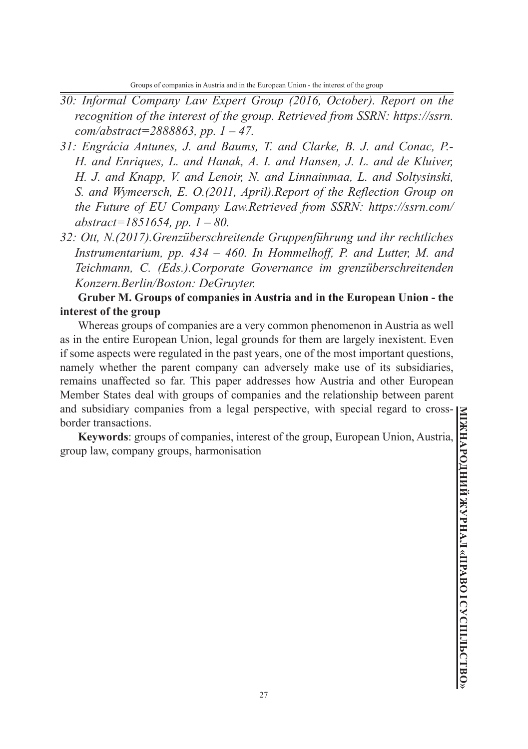*30: Informal Company Law Expert Group (2016, October). Report on the recognition of the interest of the group. Retrieved from SSRN: https://ssrn.com/abstract=2888863, pp. 1 – 47.*

*31: Engrácia Antunes, J. and Baums, T. and Clarke, B. J. and Conac, P.-H. and Enriques, L. and Hanak, A. I. and Hansen, J. L. and de Kluiver, H. J. and Knapp, V. and Lenoir, N. and Linnainmaa, L. and Soltysinski, S. and Wymeersch, E. O.(2011, April).Report of the Reflection Group on the Future of EU Company Law.Retrieved from SSRN: https://ssrn.com/abstract=1851654, pp. 1 – 80.*

*32: Ott, N.(2017).Grenzüberschreitende Gruppenführung und ihr rechtliches Instrumentarium, pp. 434 – 460. In Hommelhoff, P. and Lutter, M. and Teichmann, C. (Eds.).Corporate Governance im grenzüberschreitenden Konzern.Berlin/Boston: DeGruyter.*

**Gruber M. Groups of companies in Austria and in the European Union - the interest of the group**

Whereas groups of companies are a very common phenomenon in Austria as well as in the entire European Union, legal grounds for them are largely inexistent. Even if some aspects were regulated in the past years, one of the most important questions, namely whether the parent company can adversely make use of its subsidiaries, remains unaffected so far. This paper addresses how Austria and other European Member States deal with groups of companies and the relationship between parent and subsidiary companies from a legal perspective, with special regard to cross-border transactions.

**Keywords**: groups of companies, interest of the group, European Union, Austria, group law, company groups, harmonisation